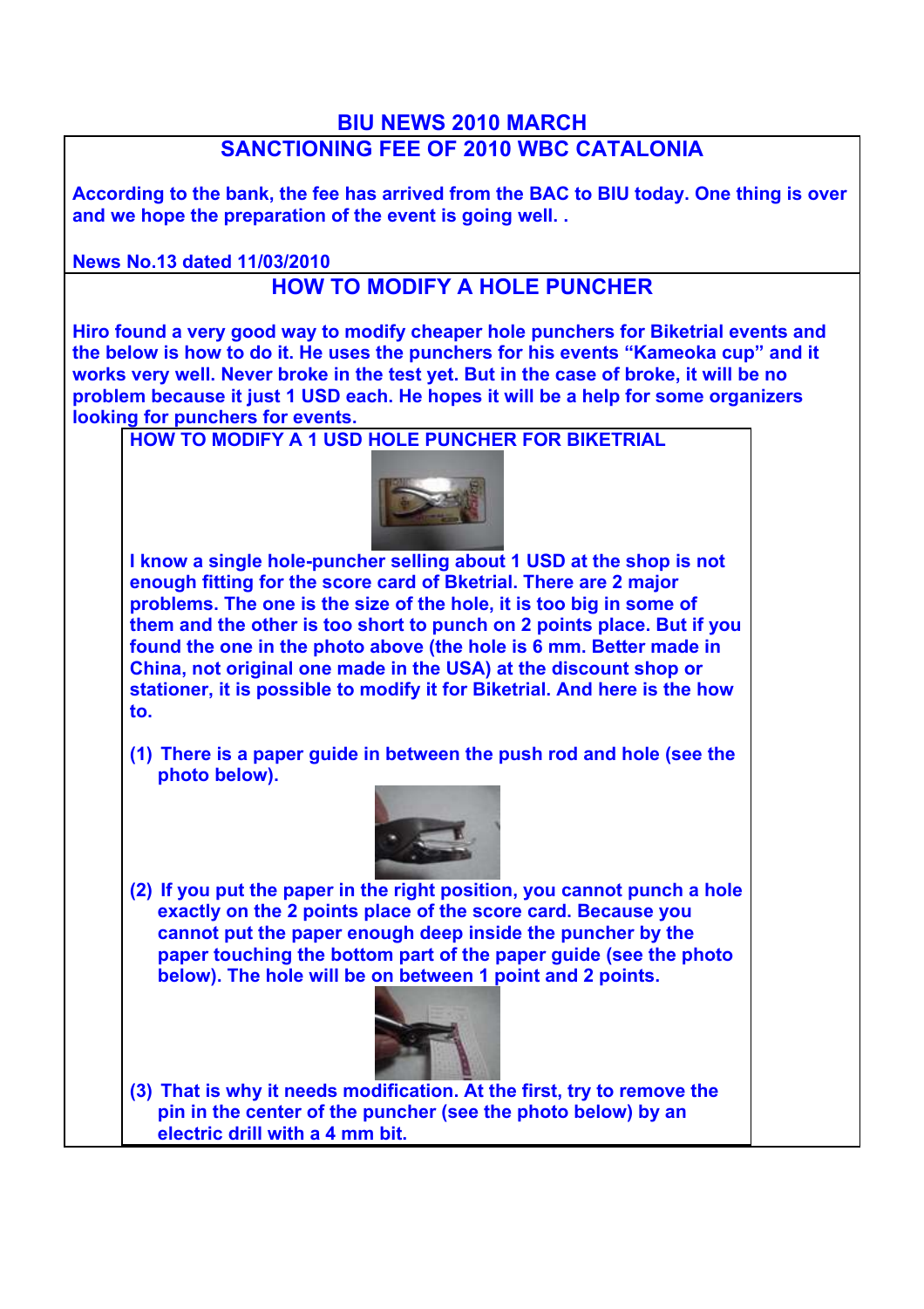# BIU NEWS 2010 MARCH

## SANCTIONING FEE OF 2010 WBC CATALONIA

**According to the bank, the fee has arrived from the BAC to BIU today. One thing is over and we hope the preparation of the event is going well. .**

**News No.13 dated 11/03/2010**

## HOW TO MODIFY A HOLE PUNCHER

**Hiro found a very good way to modify cheaper hole punchers for Biketrial events and the below is how to do it. He uses the punchers for his events "Kameoka cup" and it works very well. Never broke in the test yet. But in the case of broke, it will be no problem because it just 1 USD each. He hopes it will be a help for some organizers looking for punchers for events.**

### HOW TO MODIFY A 1 USD HOLE PUNCHER FOR BIKETRIAL

**I know a single hole-puncher selling about 1 USD at the shop is not enough fitting for the score card of Bketrial. There are 2 major problems. The one is the size of the hole, it is too big in some of them and the other is too short to punch on 2 points place. But if you found the one in the photo above (the hole is 6 mm. Better made in China, not original one made in the USA) at the discount shop or stationer, it is possible to modify it for Biketrial. And here is the how to.**

**(1) There is a paper guide in between the push rod and hole (see the photo below).**

**(2) If you put the paper in the right position, you cannot punch a hole exactly on the 2 points place of the score card. Because you cannot put the paper enough deep inside the puncher by the paper touching the bottom part of the paper guide (see the photo below). The hole will be on between 1 point and 2 points.**

**(3) That is why it needs modification. At the first, try to remove the pin in the center of the puncher (see the photo below) by an electric drill with a 4 mm bit.**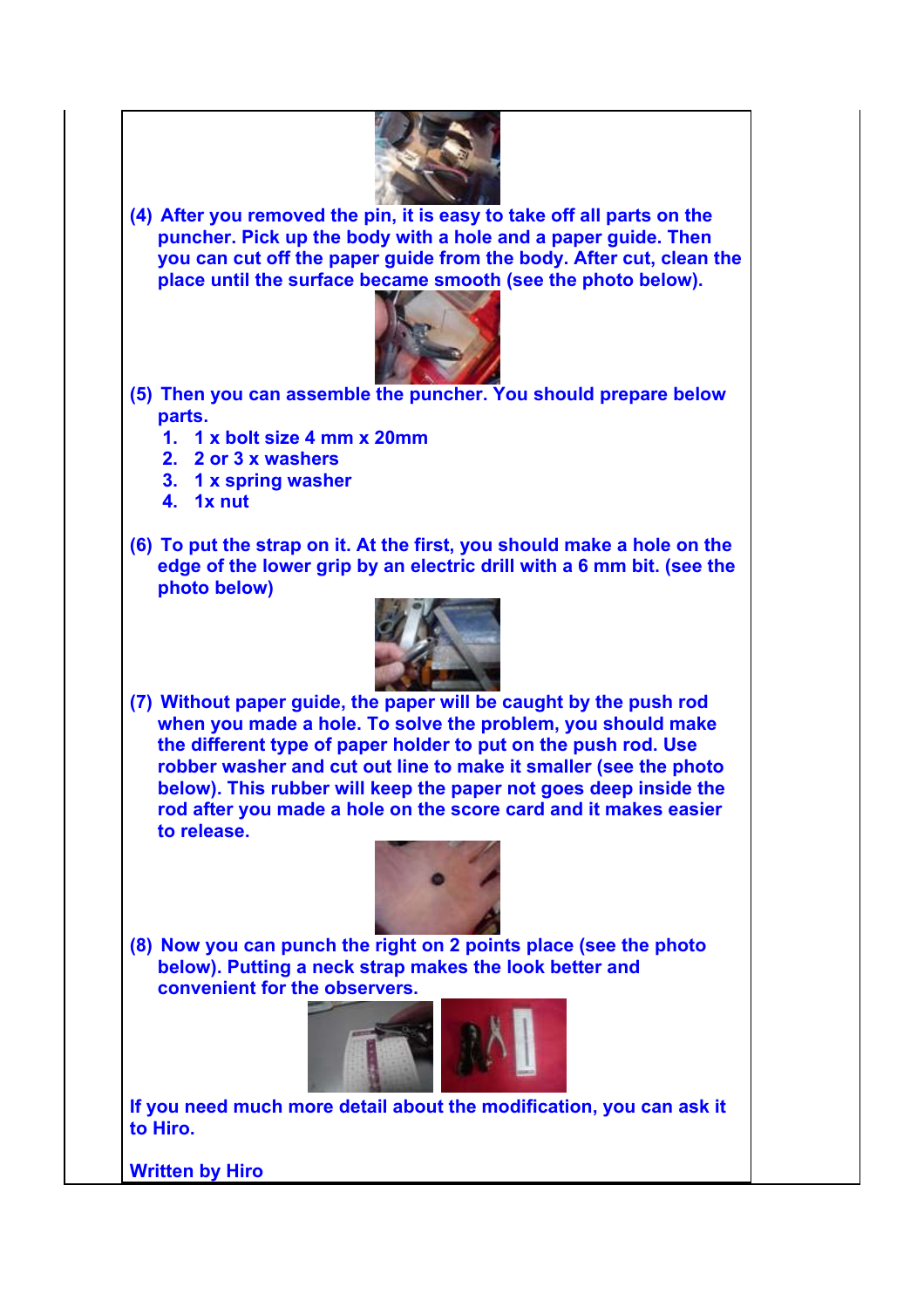(4) After you removed the pin, it is easy to take off all parts on the puncher. Pick up the body with a hole and a paper guide. Then you can cut off the paper guide from the body. After cut, clean the place until the surface became smooth (see the photo below).

(5) Then you can assemble the puncher. You should prepare below parts.

1. 1 x bolt size 4 mm x 20mm
2. 2 or 3 x washers
3. 1 x spring washer
4. 1x nut

(6) To put the strap on it. At the first, you should make a hole on the edge of the lower grip by an electric drill with a 6 mm bit. (see the photo below)

(7) Without paper guide, the paper will be caught by the push rod when you made a hole. To solve the problem, you should make the different type of paper holder to put on the push rod. Use robber washer and cut out line to make it smaller (see the photo below). This rubber will keep the paper not goes deep inside the rod after you made a hole on the score card and it makes easier to release.

(8) Now you can punch the right on 2 points place (see the photo below). Putting a neck strap makes the look better and convenient for the observers.

If you need much more detail about the modification, you can ask it to Hiro.

Written by Hiro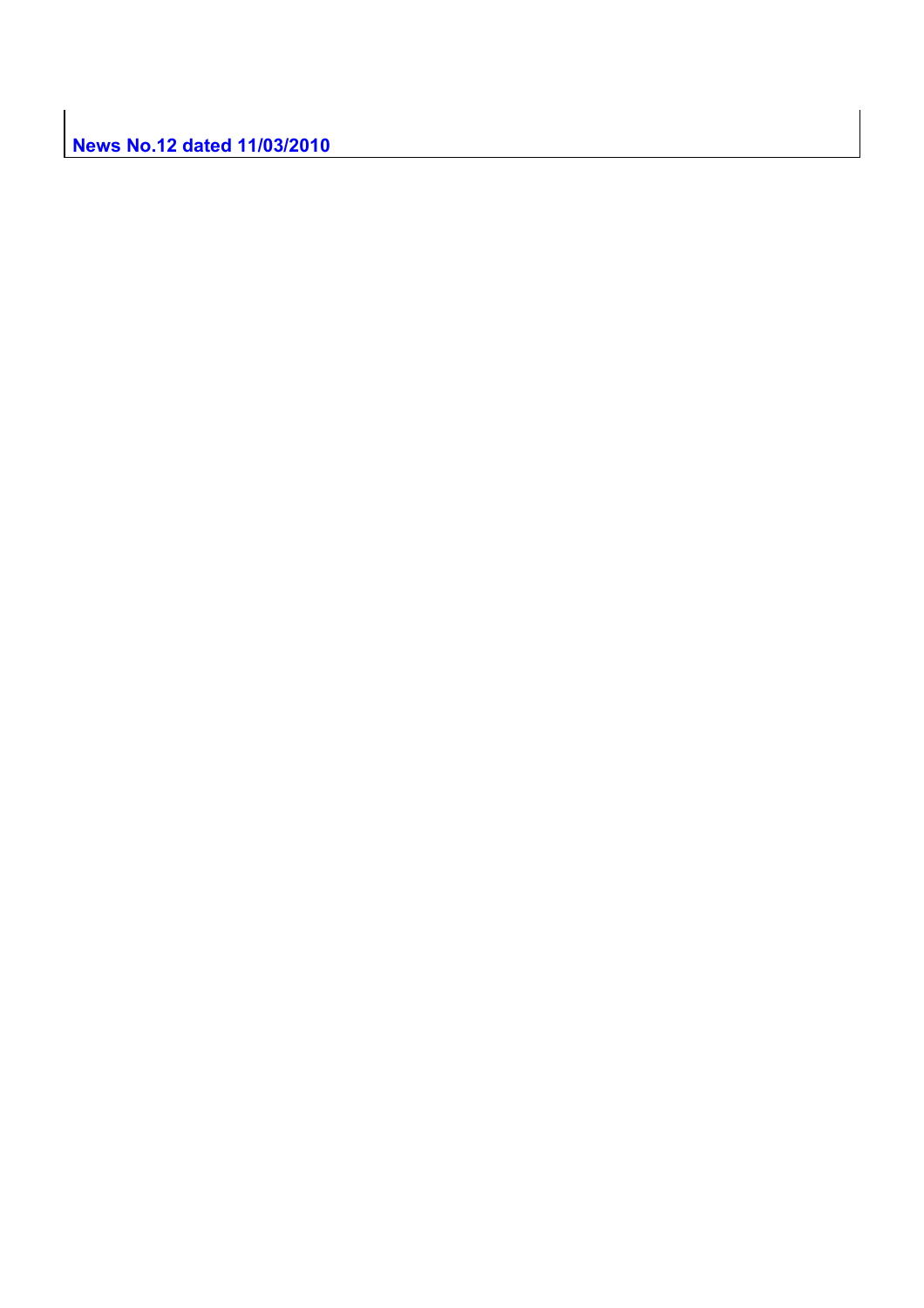**News No.12 dated 11/03/2010**